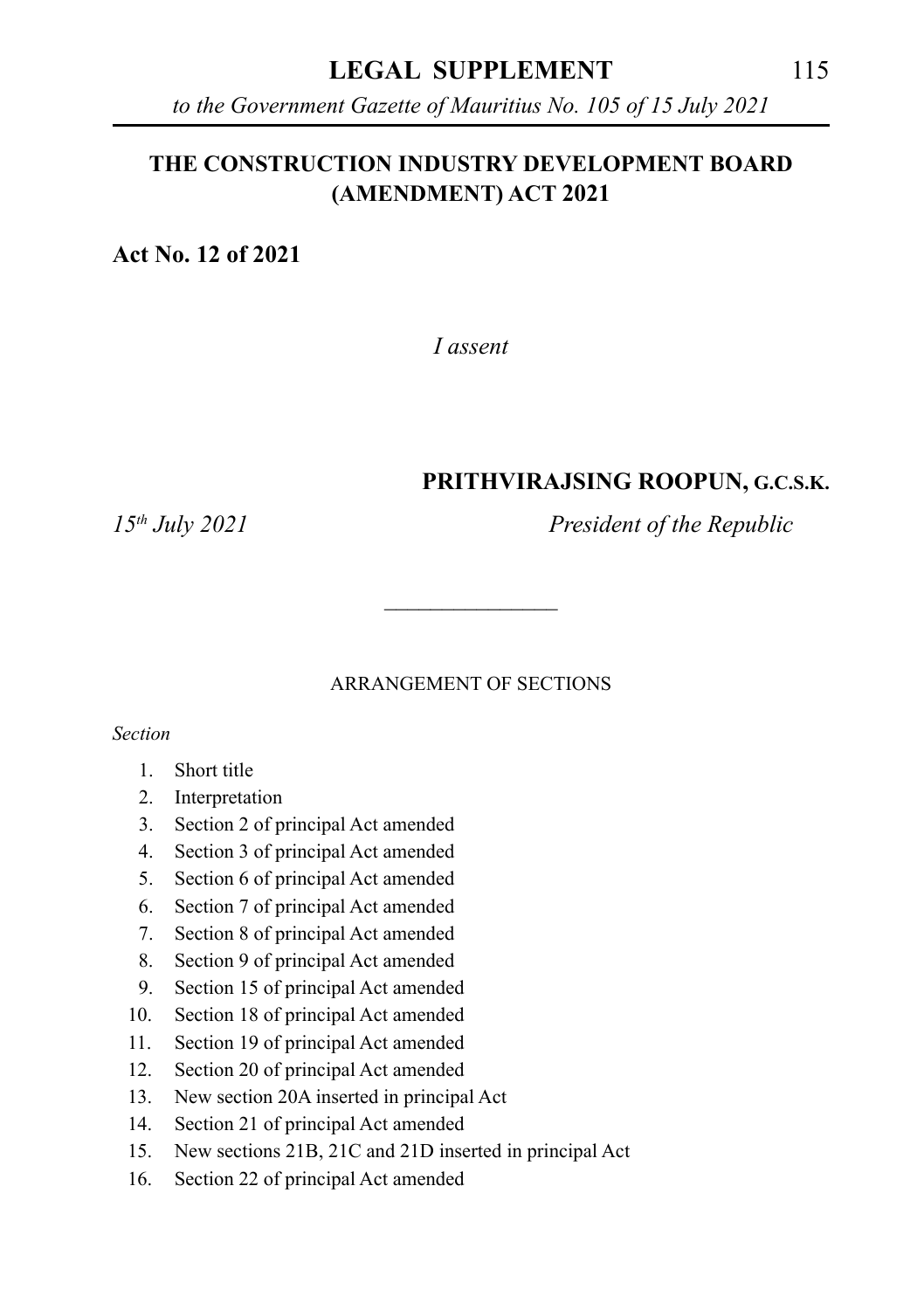**LEGAL SUPPLEMENT**

*to the Government Gazette of Mauritius No. 105 of 15 July 2021*

# THE CONSTRUCTION INDUSTRY DEVELOPMENT BOARD (AMENDMENT) ACT 2021

**Act No. 12 of 2021**

*I assent*

**PRITHVIRAJSING ROOPUN, G.C.S.K.**

*15th July 2021* *President of the Republic*

---

ARRANGEMENT OF SECTIONS

*Section*

1. Short title
2. Interpretation
3. Section 2 of principal Act amended
4. Section 3 of principal Act amended
5. Section 6 of principal Act amended
6. Section 7 of principal Act amended
7. Section 8 of principal Act amended
8. Section 9 of principal Act amended
9. Section 15 of principal Act amended
10. Section 18 of principal Act amended
11. Section 19 of principal Act amended
12. Section 20 of principal Act amended
13. New section 20A inserted in principal Act
14. Section 21 of principal Act amended
15. New sections 21B, 21C and 21D inserted in principal Act
16. Section 22 of principal Act amended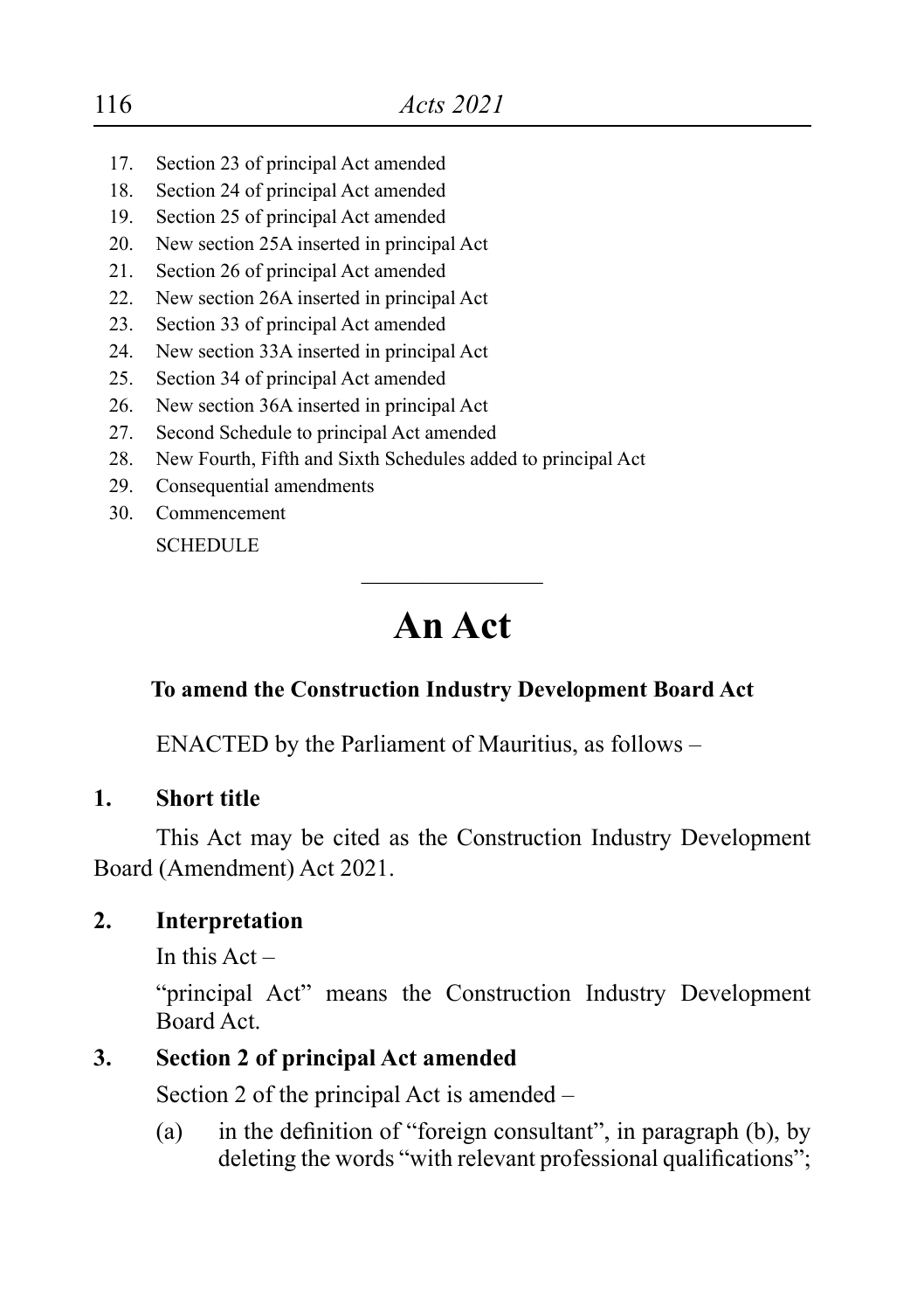17. Section 23 of principal Act amended
18. Section 24 of principal Act amended
19. Section 25 of principal Act amended
20. New section 25A inserted in principal Act
21. Section 26 of principal Act amended
22. New section 26A inserted in principal Act
23. Section 33 of principal Act amended
24. New section 33A inserted in principal Act
25. Section 34 of principal Act amended
26. New section 36A inserted in principal Act
27. Second Schedule to principal Act amended
28. New Fourth, Fifth and Sixth Schedules added to principal Act
29. Consequential amendments
30. Commencement

SCHEDULE

---

# An Act

**To amend the Construction Industry Development Board Act**

ENACTED by the Parliament of Mauritius, as follows –

**1. Short title**

This Act may be cited as the Construction Industry Development Board (Amendment) Act 2021.

**2. Interpretation**

In this Act –

"principal Act" means the Construction Industry Development Board Act.

**3. Section 2 of principal Act amended**

Section 2 of the principal Act is amended –

(a) in the definition of "foreign consultant", in paragraph (b), by deleting the words "with relevant professional qualifications";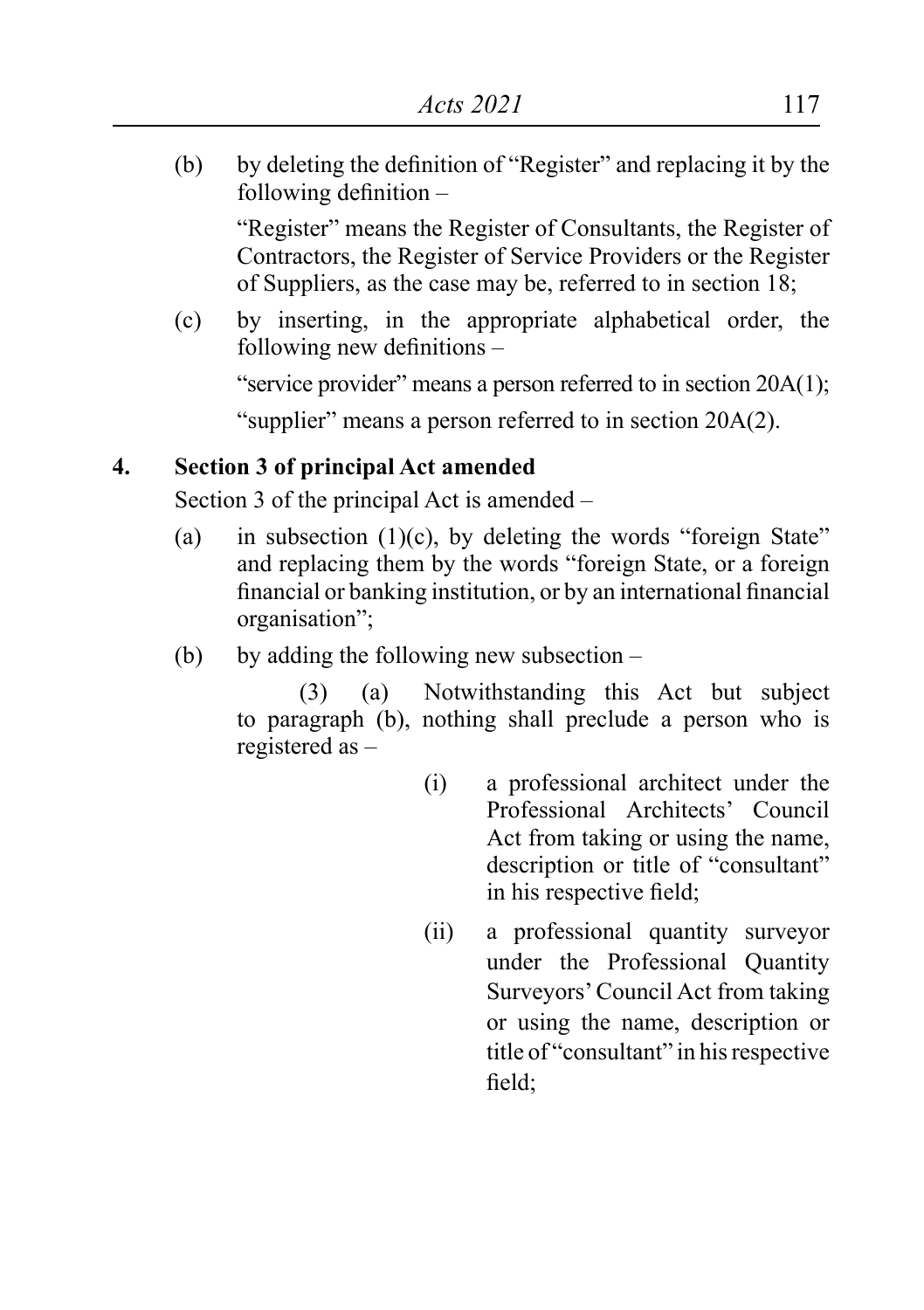(b) by deleting the definition of "Register" and replacing it by the following definition –

"Register" means the Register of Consultants, the Register of Contractors, the Register of Service Providers or the Register of Suppliers, as the case may be, referred to in section 18;

(c) by inserting, in the appropriate alphabetical order, the following new definitions –

"service provider" means a person referred to in section 20A(1);

"supplier" means a person referred to in section 20A(2).

**4. Section 3 of principal Act amended**

Section 3 of the principal Act is amended –

(a) in subsection (1)(c), by deleting the words "foreign State" and replacing them by the words "foreign State, or a foreign financial or banking institution, or by an international financial organisation";

(b) by adding the following new subsection –

(3) (a) Notwithstanding this Act but subject to paragraph (b), nothing shall preclude a person who is registered as –

(i) a professional architect under the Professional Architects' Council Act from taking or using the name, description or title of "consultant" in his respective field;

(ii) a professional quantity surveyor under the Professional Quantity Surveyors' Council Act from taking or using the name, description or title of "consultant" in his respective field;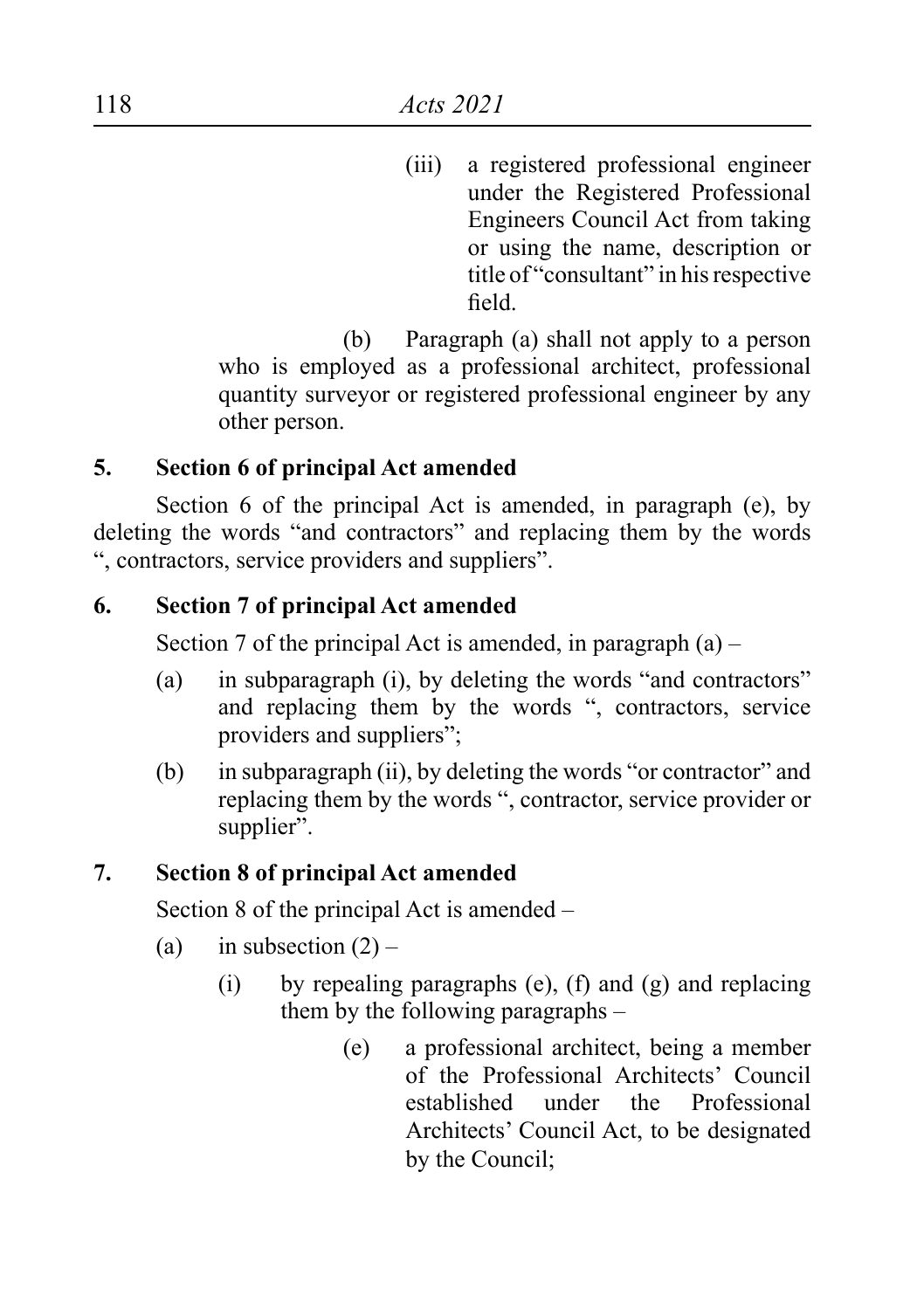(iii) a registered professional engineer under the Registered Professional Engineers Council Act from taking or using the name, description or title of "consultant" in his respective field.

(b) Paragraph (a) shall not apply to a person who is employed as a professional architect, professional quantity surveyor or registered professional engineer by any other person.

**5. Section 6 of principal Act amended**

Section 6 of the principal Act is amended, in paragraph (e), by deleting the words "and contractors" and replacing them by the words ", contractors, service providers and suppliers".

**6. Section 7 of principal Act amended**

Section 7 of the principal Act is amended, in paragraph (a) –

(a) in subparagraph (i), by deleting the words "and contractors" and replacing them by the words ", contractors, service providers and suppliers";

(b) in subparagraph (ii), by deleting the words "or contractor" and replacing them by the words ", contractor, service provider or supplier".

**7. Section 8 of principal Act amended**

Section 8 of the principal Act is amended –

(a) in subsection (2) –

(i) by repealing paragraphs (e), (f) and (g) and replacing them by the following paragraphs –

(e) a professional architect, being a member of the Professional Architects' Council established under the Professional Architects' Council Act, to be designated by the Council;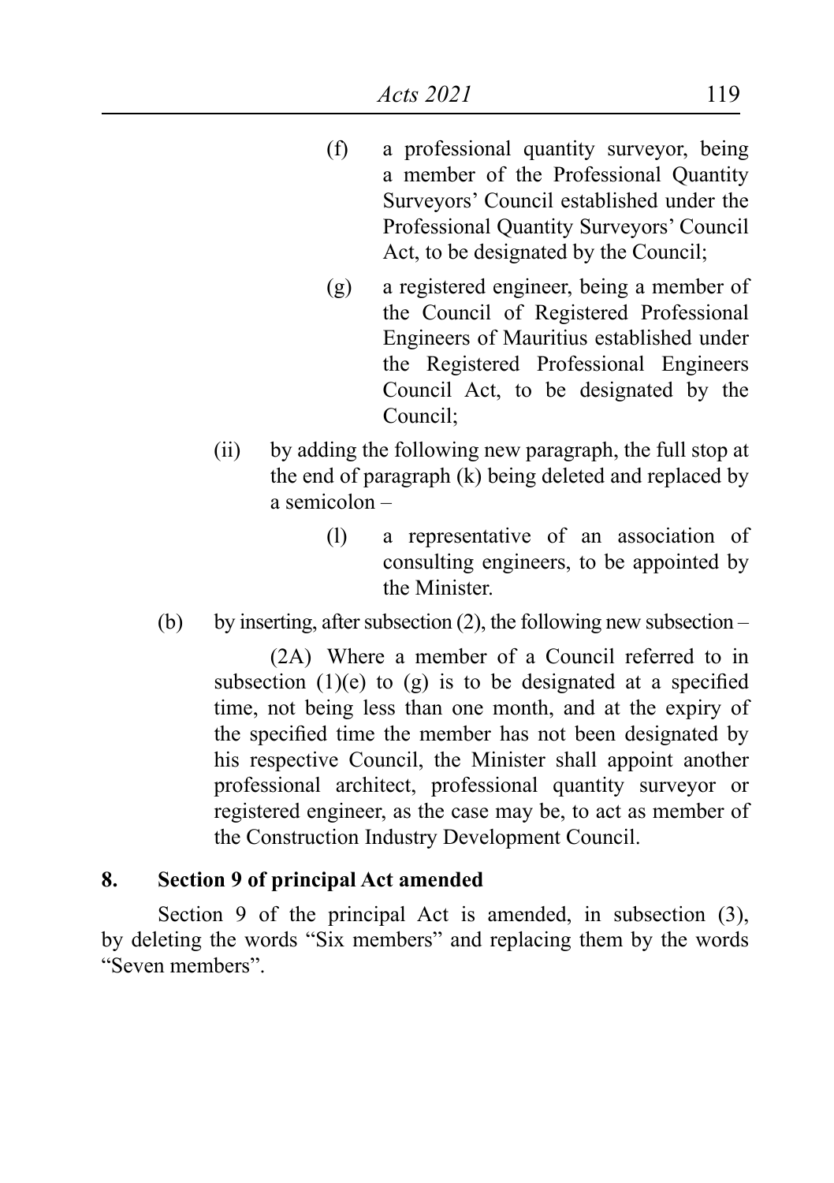(f) a professional quantity surveyor, being a member of the Professional Quantity Surveyors' Council established under the Professional Quantity Surveyors' Council Act, to be designated by the Council;

(g) a registered engineer, being a member of the Council of Registered Professional Engineers of Mauritius established under the Registered Professional Engineers Council Act, to be designated by the Council;

(ii) by adding the following new paragraph, the full stop at the end of paragraph (k) being deleted and replaced by a semicolon –

(l) a representative of an association of consulting engineers, to be appointed by the Minister.

(b) by inserting, after subsection (2), the following new subsection –

(2A) Where a member of a Council referred to in subsection (1)(e) to (g) is to be designated at a specified time, not being less than one month, and at the expiry of the specified time the member has not been designated by his respective Council, the Minister shall appoint another professional architect, professional quantity surveyor or registered engineer, as the case may be, to act as member of the Construction Industry Development Council.

**8. Section 9 of principal Act amended**

Section 9 of the principal Act is amended, in subsection (3), by deleting the words "Six members" and replacing them by the words "Seven members".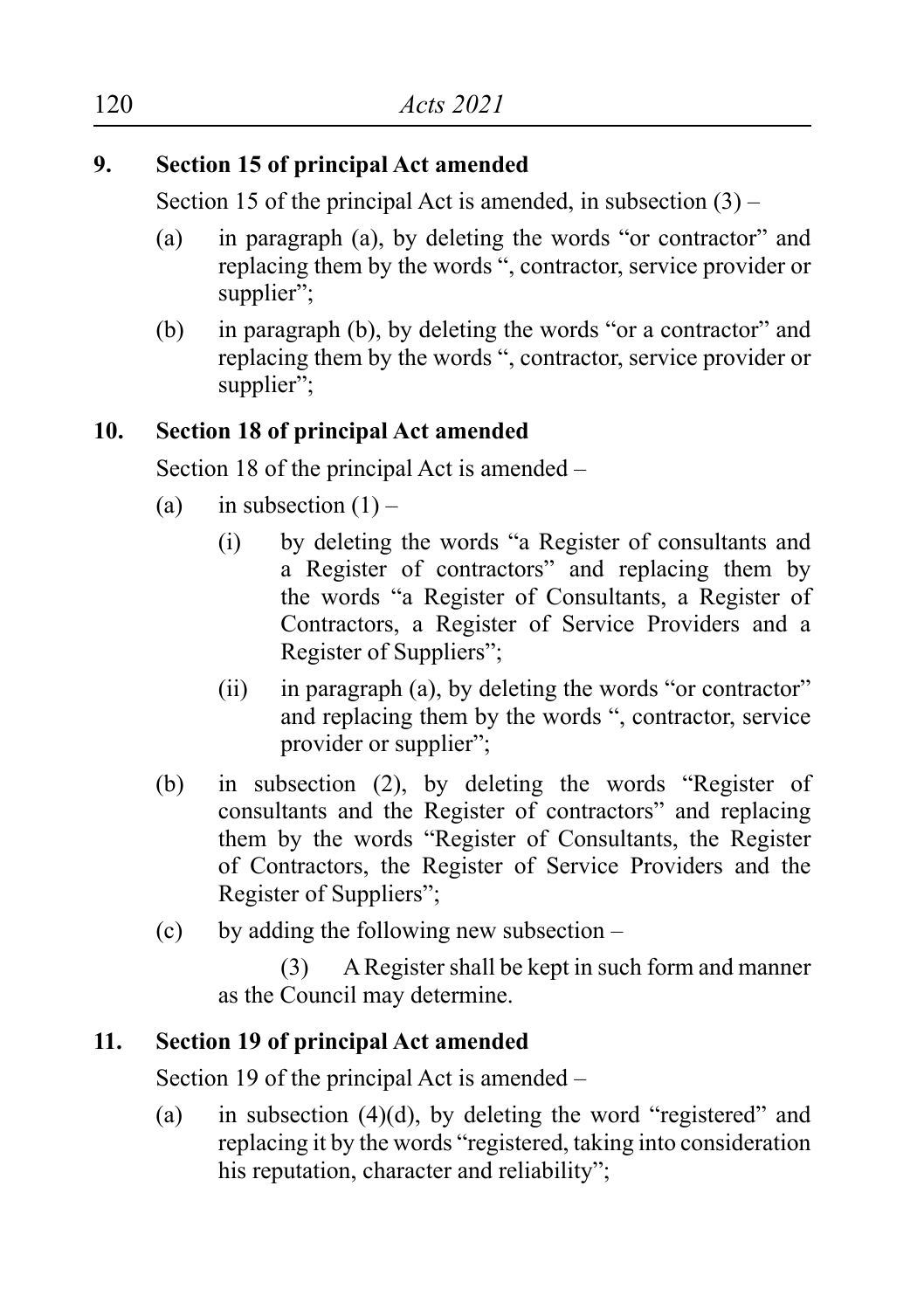**9. Section 15 of principal Act amended**

Section 15 of the principal Act is amended, in subsection (3) –

(a) in paragraph (a), by deleting the words "or contractor" and replacing them by the words ", contractor, service provider or supplier";

(b) in paragraph (b), by deleting the words "or a contractor" and replacing them by the words ", contractor, service provider or supplier";

**10. Section 18 of principal Act amended**

Section 18 of the principal Act is amended –

(a) in subsection (1) –

(i) by deleting the words "a Register of consultants and a Register of contractors" and replacing them by the words "a Register of Consultants, a Register of Contractors, a Register of Service Providers and a Register of Suppliers";

(ii) in paragraph (a), by deleting the words "or contractor" and replacing them by the words ", contractor, service provider or supplier";

(b) in subsection (2), by deleting the words "Register of consultants and the Register of contractors" and replacing them by the words "Register of Consultants, the Register of Contractors, the Register of Service Providers and the Register of Suppliers";

(c) by adding the following new subsection –

(3) A Register shall be kept in such form and manner as the Council may determine.

**11. Section 19 of principal Act amended**

Section 19 of the principal Act is amended –

(a) in subsection (4)(d), by deleting the word "registered" and replacing it by the words "registered, taking into consideration his reputation, character and reliability";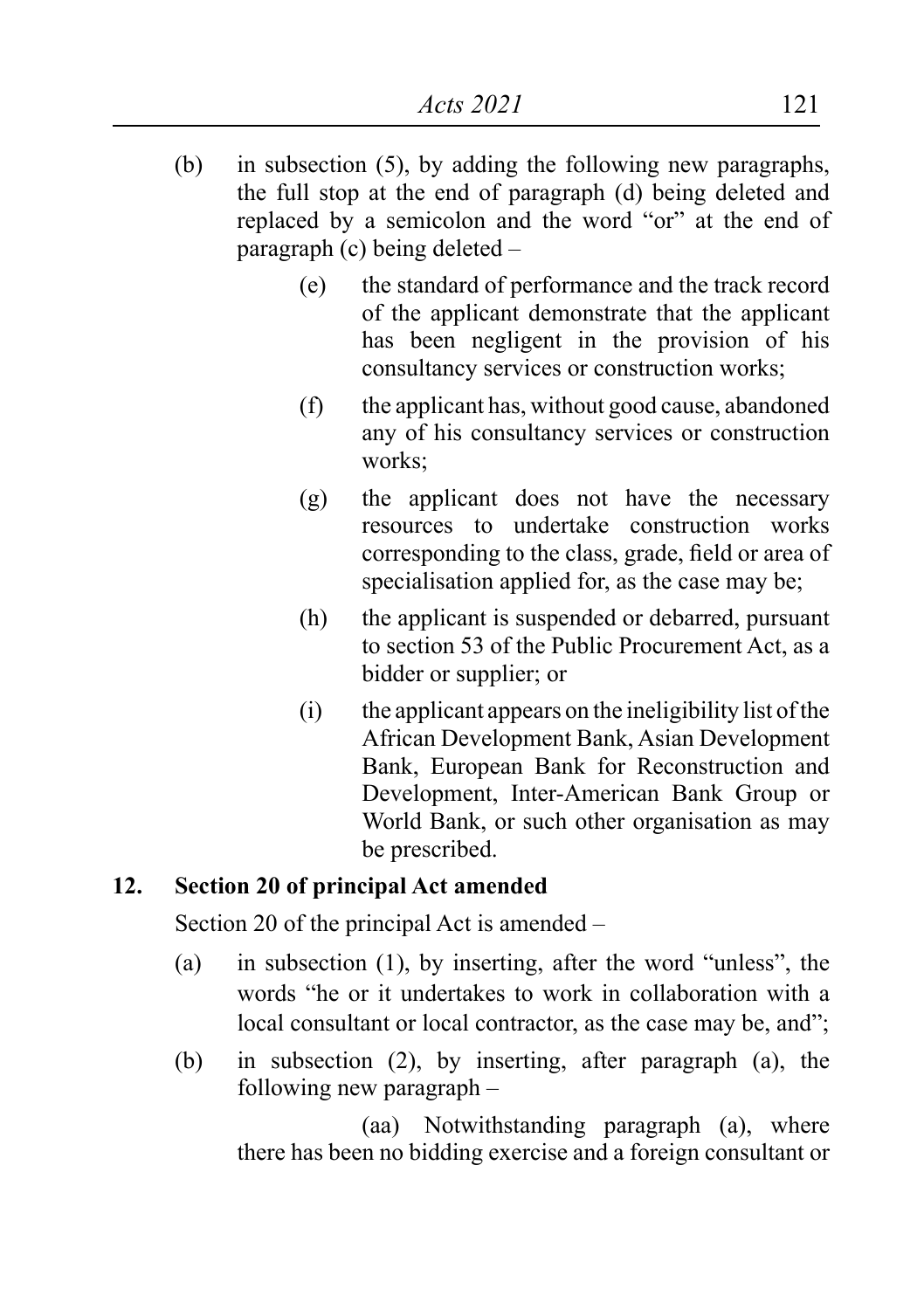(b) in subsection (5), by adding the following new paragraphs, the full stop at the end of paragraph (d) being deleted and replaced by a semicolon and the word "or" at the end of paragraph (c) being deleted –

> (e) the standard of performance and the track record of the applicant demonstrate that the applicant has been negligent in the provision of his consultancy services or construction works;
>
> (f) the applicant has, without good cause, abandoned any of his consultancy services or construction works;
>
> (g) the applicant does not have the necessary resources to undertake construction works corresponding to the class, grade, field or area of specialisation applied for, as the case may be;
>
> (h) the applicant is suspended or debarred, pursuant to section 53 of the Public Procurement Act, as a bidder or supplier; or
>
> (i) the applicant appears on the ineligibility list of the African Development Bank, Asian Development Bank, European Bank for Reconstruction and Development, Inter-American Bank Group or World Bank, or such other organisation as may be prescribed.

**12. Section 20 of principal Act amended**

Section 20 of the principal Act is amended –

(a) in subsection (1), by inserting, after the word "unless", the words "he or it undertakes to work in collaboration with a local consultant or local contractor, as the case may be, and";

(b) in subsection (2), by inserting, after paragraph (a), the following new paragraph –

> (aa) Notwithstanding paragraph (a), where there has been no bidding exercise and a foreign consultant or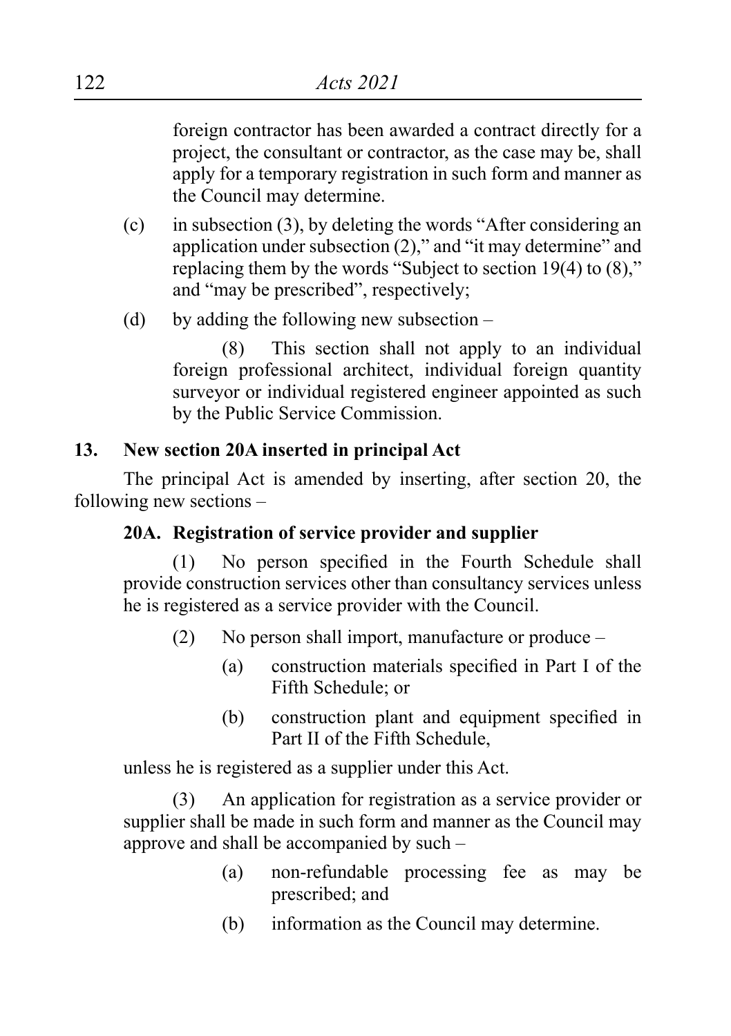foreign contractor has been awarded a contract directly for a project, the consultant or contractor, as the case may be, shall apply for a temporary registration in such form and manner as the Council may determine.

(c) in subsection (3), by deleting the words "After considering an application under subsection (2)," and "it may determine" and replacing them by the words "Subject to section 19(4) to (8)," and "may be prescribed", respectively;

(d) by adding the following new subsection –

(8) This section shall not apply to an individual foreign professional architect, individual foreign quantity surveyor or individual registered engineer appointed as such by the Public Service Commission.

**13. New section 20A inserted in principal Act**

The principal Act is amended by inserting, after section 20, the following new sections –

**20A. Registration of service provider and supplier**

(1) No person specified in the Fourth Schedule shall provide construction services other than consultancy services unless he is registered as a service provider with the Council.

(2) No person shall import, manufacture or produce –

(a) construction materials specified in Part I of the Fifth Schedule; or

(b) construction plant and equipment specified in Part II of the Fifth Schedule,

unless he is registered as a supplier under this Act.

(3) An application for registration as a service provider or supplier shall be made in such form and manner as the Council may approve and shall be accompanied by such –

(a) non-refundable processing fee as may be prescribed; and

(b) information as the Council may determine.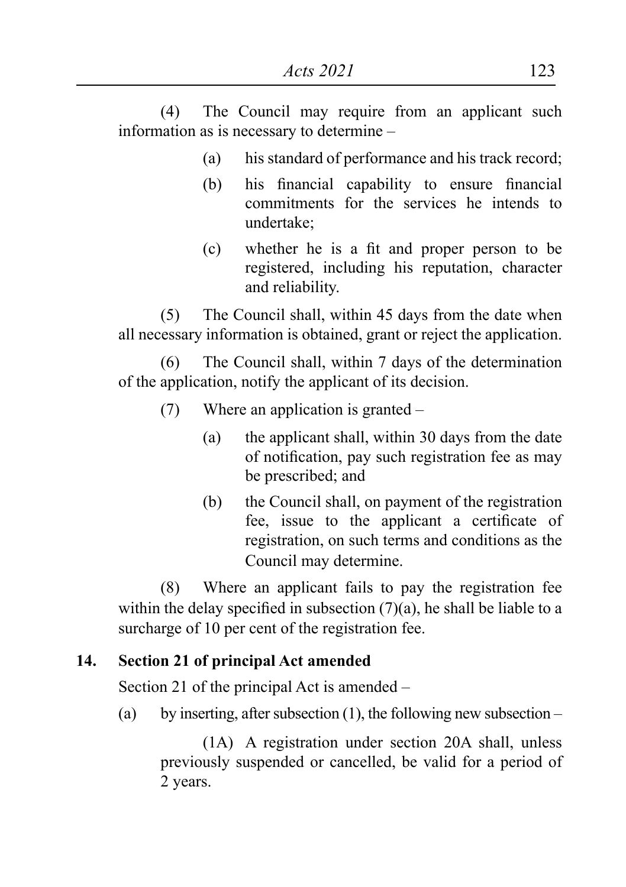(4) The Council may require from an applicant such information as is necessary to determine –

(a) his standard of performance and his track record;

(b) his financial capability to ensure financial commitments for the services he intends to undertake;

(c) whether he is a fit and proper person to be registered, including his reputation, character and reliability.

(5) The Council shall, within 45 days from the date when all necessary information is obtained, grant or reject the application.

(6) The Council shall, within 7 days of the determination of the application, notify the applicant of its decision.

(7) Where an application is granted –

(a) the applicant shall, within 30 days from the date of notification, pay such registration fee as may be prescribed; and

(b) the Council shall, on payment of the registration fee, issue to the applicant a certificate of registration, on such terms and conditions as the Council may determine.

(8) Where an applicant fails to pay the registration fee within the delay specified in subsection (7)(a), he shall be liable to a surcharge of 10 per cent of the registration fee.

**14. Section 21 of principal Act amended**

Section 21 of the principal Act is amended –

(a) by inserting, after subsection (1), the following new subsection –

(1A) A registration under section 20A shall, unless previously suspended or cancelled, be valid for a period of 2 years.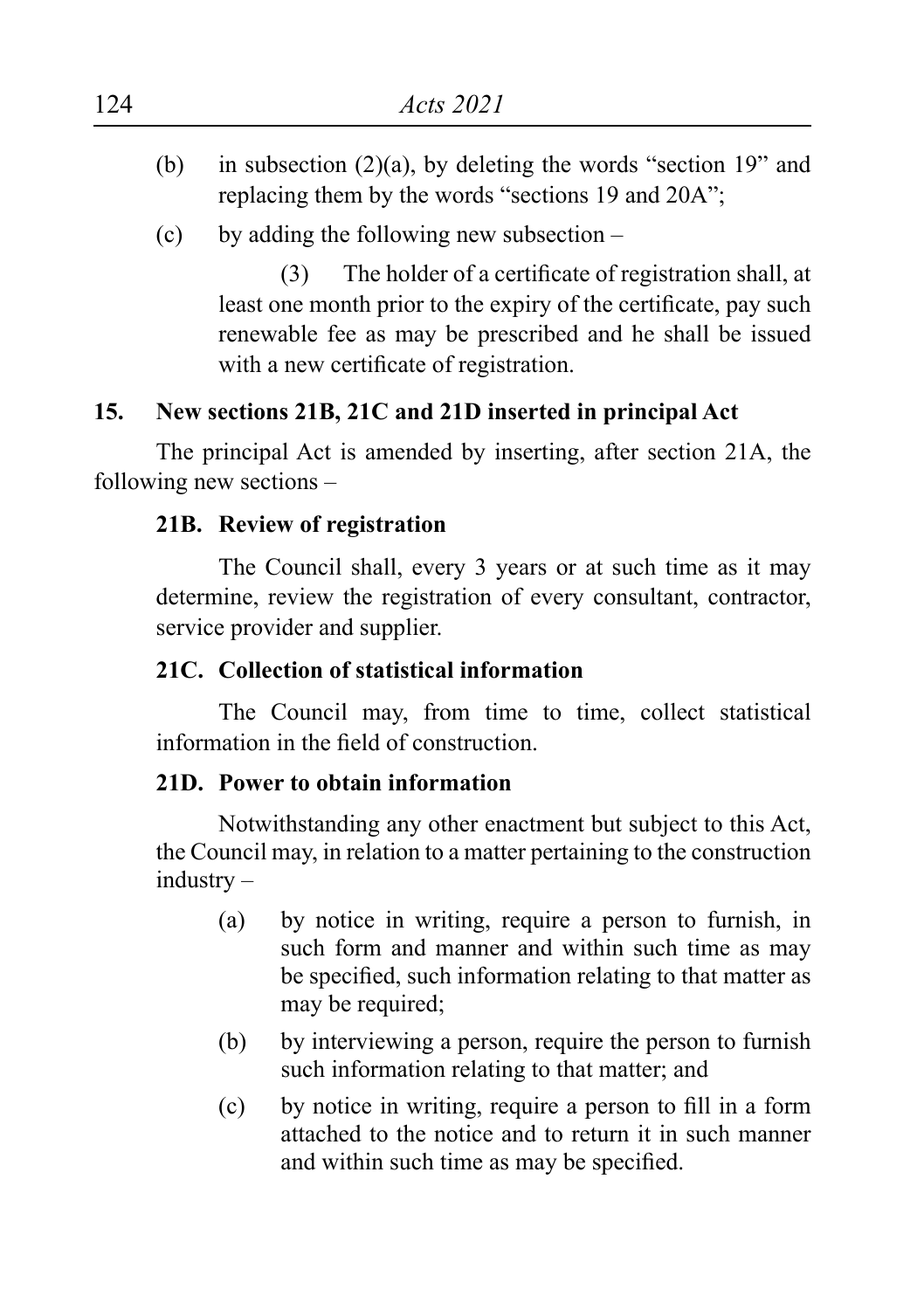(b) in subsection (2)(a), by deleting the words "section 19" and replacing them by the words "sections 19 and 20A";

(c) by adding the following new subsection –

(3) The holder of a certificate of registration shall, at least one month prior to the expiry of the certificate, pay such renewable fee as may be prescribed and he shall be issued with a new certificate of registration.

**15. New sections 21B, 21C and 21D inserted in principal Act**

The principal Act is amended by inserting, after section 21A, the following new sections –

**21B. Review of registration**

The Council shall, every 3 years or at such time as it may determine, review the registration of every consultant, contractor, service provider and supplier.

**21C. Collection of statistical information**

The Council may, from time to time, collect statistical information in the field of construction.

**21D. Power to obtain information**

Notwithstanding any other enactment but subject to this Act, the Council may, in relation to a matter pertaining to the construction industry –

(a) by notice in writing, require a person to furnish, in such form and manner and within such time as may be specified, such information relating to that matter as may be required;

(b) by interviewing a person, require the person to furnish such information relating to that matter; and

(c) by notice in writing, require a person to fill in a form attached to the notice and to return it in such manner and within such time as may be specified.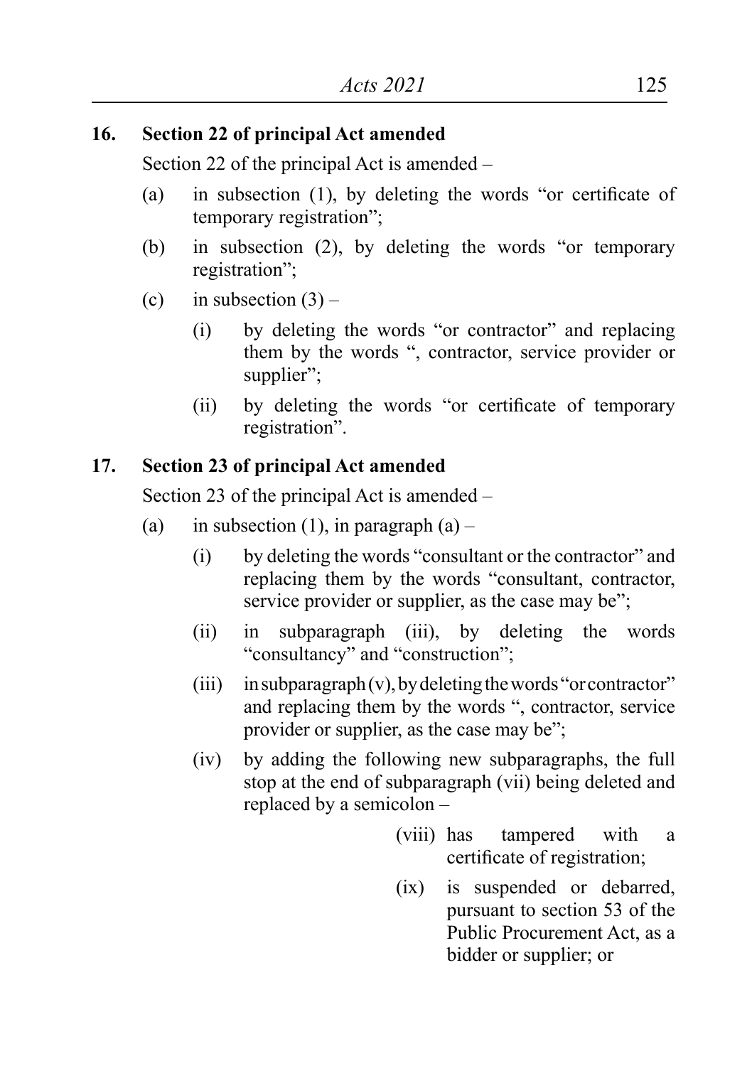## 16. Section 22 of principal Act amended

Section 22 of the principal Act is amended –

(a) in subsection (1), by deleting the words "or certificate of temporary registration";

(b) in subsection (2), by deleting the words "or temporary registration";

(c) in subsection (3) –

(i) by deleting the words "or contractor" and replacing them by the words ", contractor, service provider or supplier";

(ii) by deleting the words "or certificate of temporary registration".

## 17. Section 23 of principal Act amended

Section 23 of the principal Act is amended –

(a) in subsection (1), in paragraph (a) –

(i) by deleting the words "consultant or the contractor" and replacing them by the words "consultant, contractor, service provider or supplier, as the case may be";

(ii) in subparagraph (iii), by deleting the words "consultancy" and "construction";

(iii) in subparagraph (v), by deleting the words "or contractor" and replacing them by the words ", contractor, service provider or supplier, as the case may be";

(iv) by adding the following new subparagraphs, the full stop at the end of subparagraph (vii) being deleted and replaced by a semicolon –

(viii) has tampered with a certificate of registration;

(ix) is suspended or debarred, pursuant to section 53 of the Public Procurement Act, as a bidder or supplier; or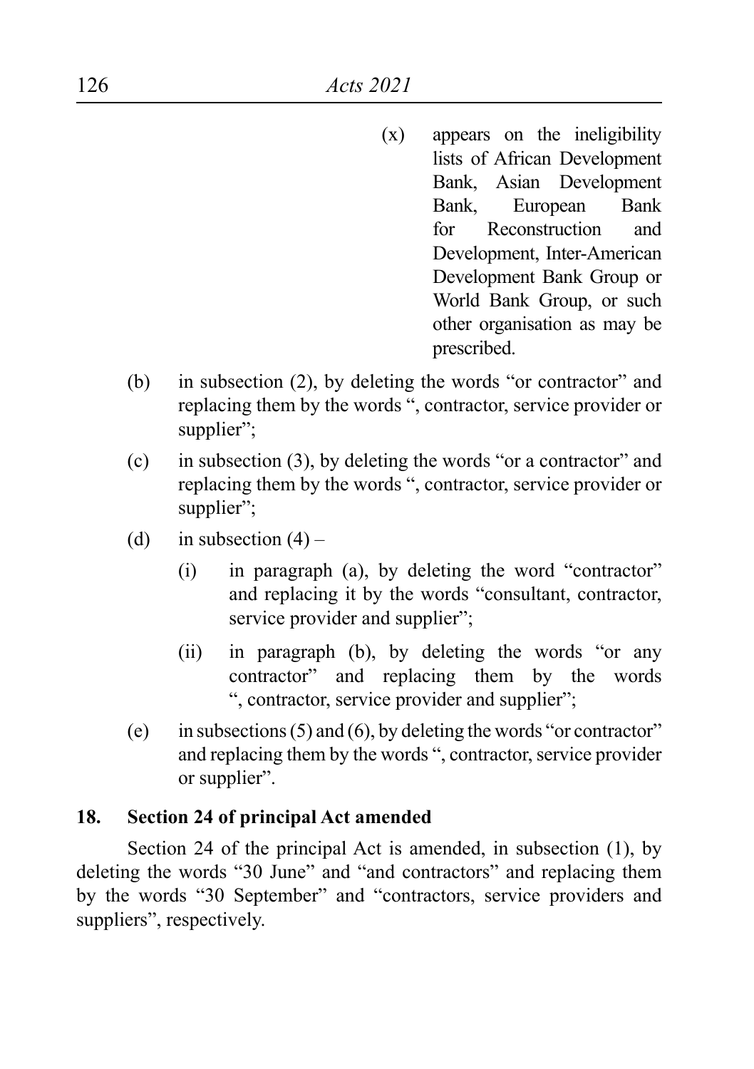(x) appears on the ineligibility lists of African Development Bank, Asian Development Bank, European Bank for Reconstruction and Development, Inter-American Development Bank Group or World Bank Group, or such other organisation as may be prescribed.

(b) in subsection (2), by deleting the words "or contractor" and replacing them by the words ", contractor, service provider or supplier";

(c) in subsection (3), by deleting the words "or a contractor" and replacing them by the words ", contractor, service provider or supplier";

(d) in subsection (4) –

(i) in paragraph (a), by deleting the word "contractor" and replacing it by the words "consultant, contractor, service provider and supplier";

(ii) in paragraph (b), by deleting the words "or any contractor" and replacing them by the words ", contractor, service provider and supplier";

(e) in subsections (5) and (6), by deleting the words "or contractor" and replacing them by the words ", contractor, service provider or supplier".

**18. Section 24 of principal Act amended**

Section 24 of the principal Act is amended, in subsection (1), by deleting the words "30 June" and "and contractors" and replacing them by the words "30 September" and "contractors, service providers and suppliers", respectively.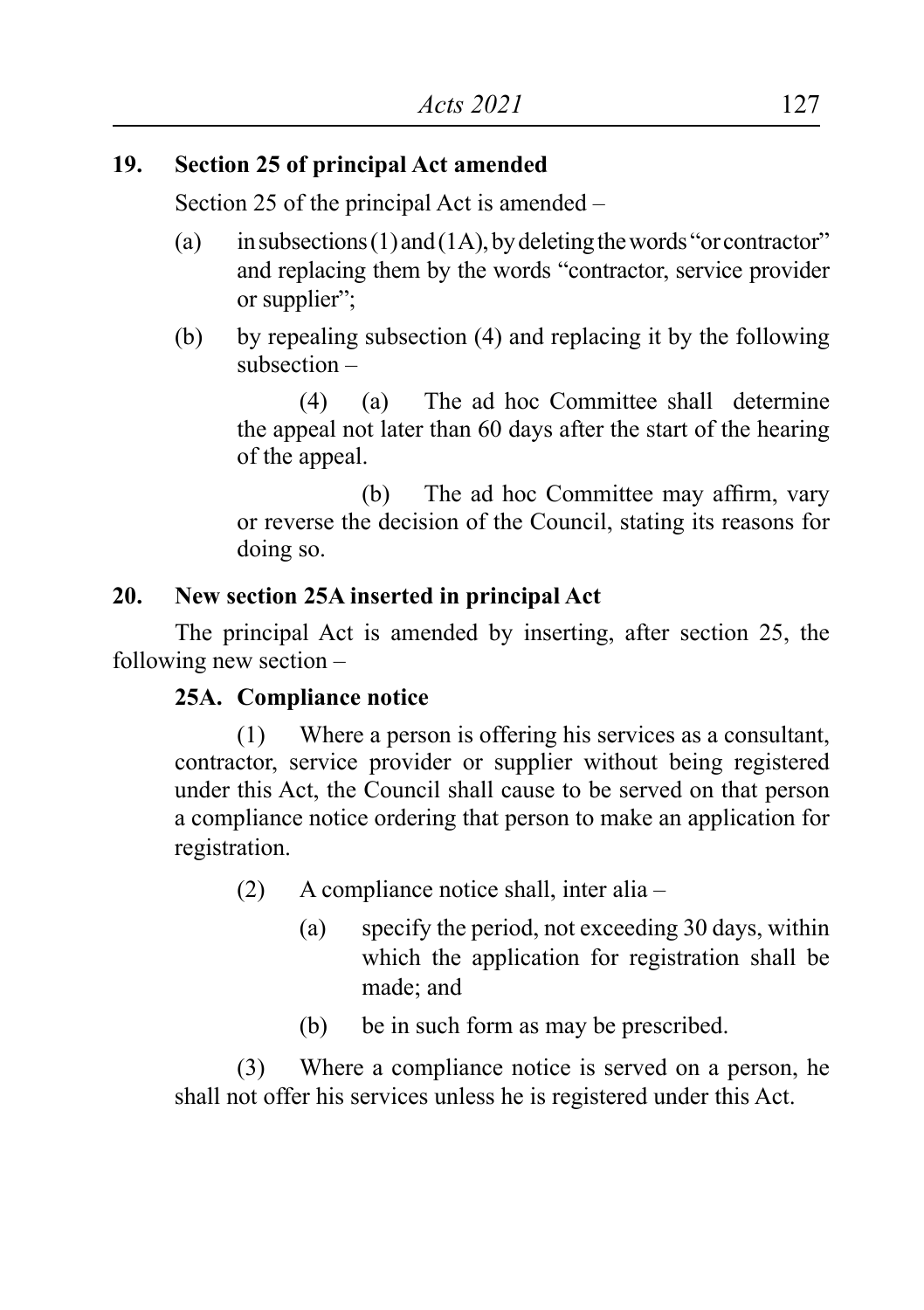**19. Section 25 of principal Act amended**

Section 25 of the principal Act is amended –

(a) in subsections (1) and (1A), by deleting the words "or contractor" and replacing them by the words "contractor, service provider or supplier";

(b) by repealing subsection (4) and replacing it by the following subsection –

(4) (a) The ad hoc Committee shall determine the appeal not later than 60 days after the start of the hearing of the appeal.

(b) The ad hoc Committee may affirm, vary or reverse the decision of the Council, stating its reasons for doing so.

**20. New section 25A inserted in principal Act**

The principal Act is amended by inserting, after section 25, the following new section –

**25A. Compliance notice**

(1) Where a person is offering his services as a consultant, contractor, service provider or supplier without being registered under this Act, the Council shall cause to be served on that person a compliance notice ordering that person to make an application for registration.

(2) A compliance notice shall, inter alia –

(a) specify the period, not exceeding 30 days, within which the application for registration shall be made; and

(b) be in such form as may be prescribed.

(3) Where a compliance notice is served on a person, he shall not offer his services unless he is registered under this Act.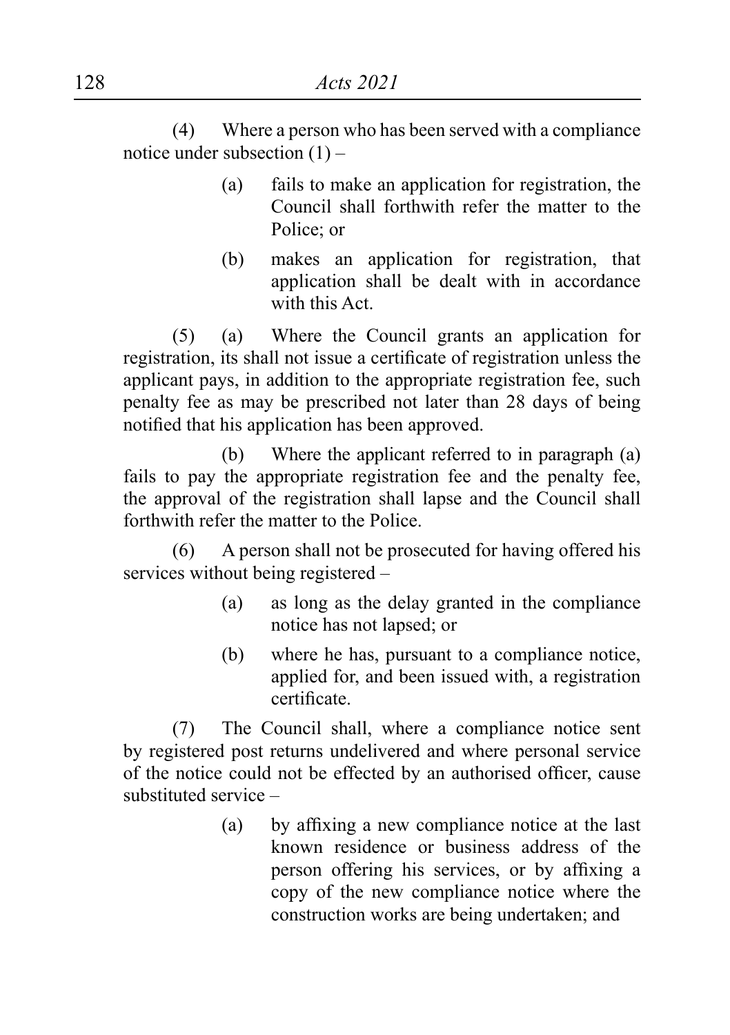(4) Where a person who has been served with a compliance notice under subsection (1) –

(a) fails to make an application for registration, the Council shall forthwith refer the matter to the Police; or

(b) makes an application for registration, that application shall be dealt with in accordance with this Act.

(5) (a) Where the Council grants an application for registration, its shall not issue a certificate of registration unless the applicant pays, in addition to the appropriate registration fee, such penalty fee as may be prescribed not later than 28 days of being notified that his application has been approved.

(b) Where the applicant referred to in paragraph (a) fails to pay the appropriate registration fee and the penalty fee, the approval of the registration shall lapse and the Council shall forthwith refer the matter to the Police.

(6) A person shall not be prosecuted for having offered his services without being registered –

(a) as long as the delay granted in the compliance notice has not lapsed; or

(b) where he has, pursuant to a compliance notice, applied for, and been issued with, a registration certificate.

(7) The Council shall, where a compliance notice sent by registered post returns undelivered and where personal service of the notice could not be effected by an authorised officer, cause substituted service –

(a) by affixing a new compliance notice at the last known residence or business address of the person offering his services, or by affixing a copy of the new compliance notice where the construction works are being undertaken; and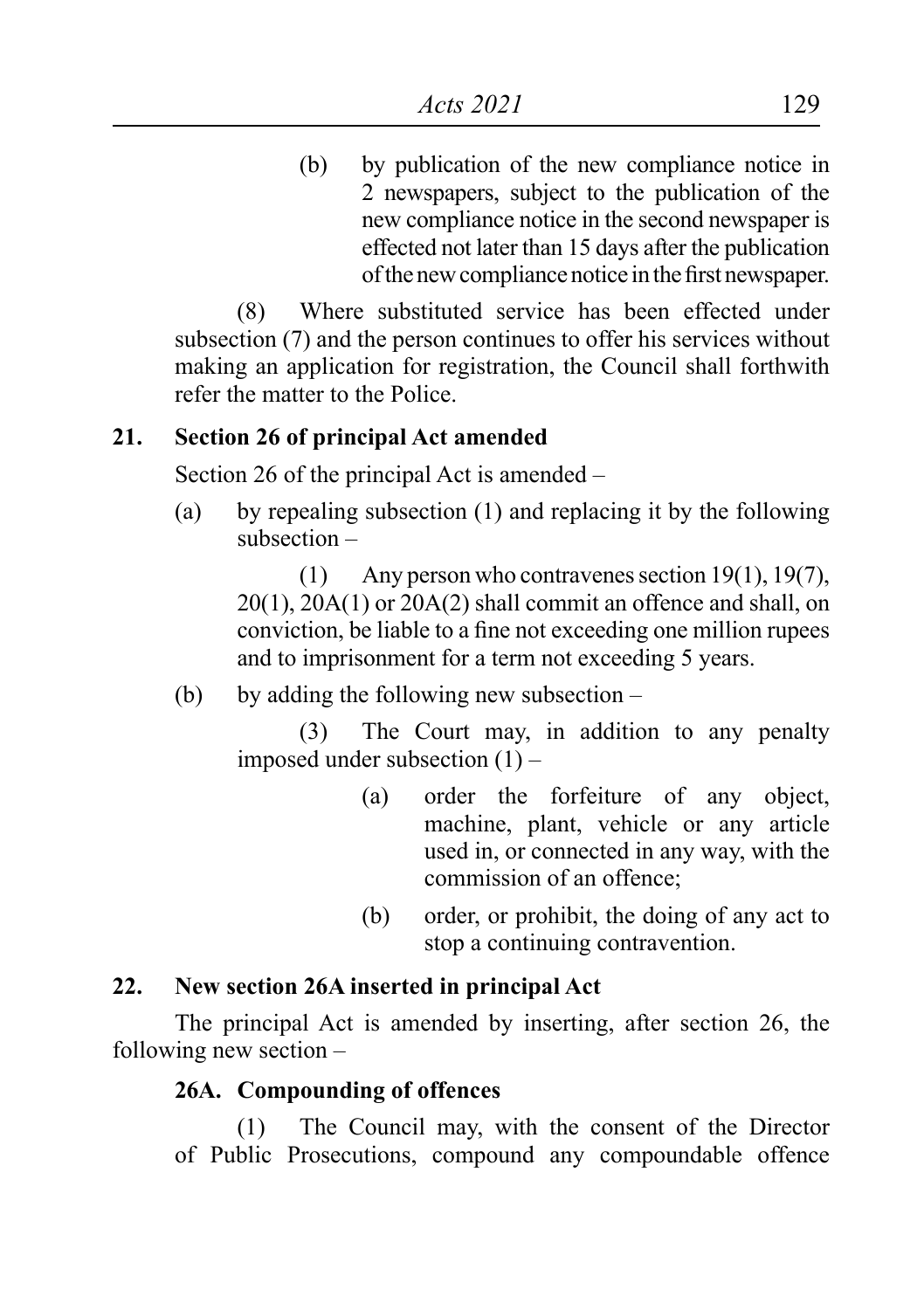(b) by publication of the new compliance notice in 2 newspapers, subject to the publication of the new compliance notice in the second newspaper is effected not later than 15 days after the publication of the new compliance notice in the first newspaper.

(8) Where substituted service has been effected under subsection (7) and the person continues to offer his services without making an application for registration, the Council shall forthwith refer the matter to the Police.

**21. Section 26 of principal Act amended**

Section 26 of the principal Act is amended –

(a) by repealing subsection (1) and replacing it by the following subsection –

(1) Any person who contravenes section 19(1), 19(7), 20(1), 20A(1) or 20A(2) shall commit an offence and shall, on conviction, be liable to a fine not exceeding one million rupees and to imprisonment for a term not exceeding 5 years.

(b) by adding the following new subsection –

(3) The Court may, in addition to any penalty imposed under subsection (1) –

(a) order the forfeiture of any object, machine, plant, vehicle or any article used in, or connected in any way, with the commission of an offence;

(b) order, or prohibit, the doing of any act to stop a continuing contravention.

**22. New section 26A inserted in principal Act**

The principal Act is amended by inserting, after section 26, the following new section –

**26A. Compounding of offences**

(1) The Council may, with the consent of the Director of Public Prosecutions, compound any compoundable offence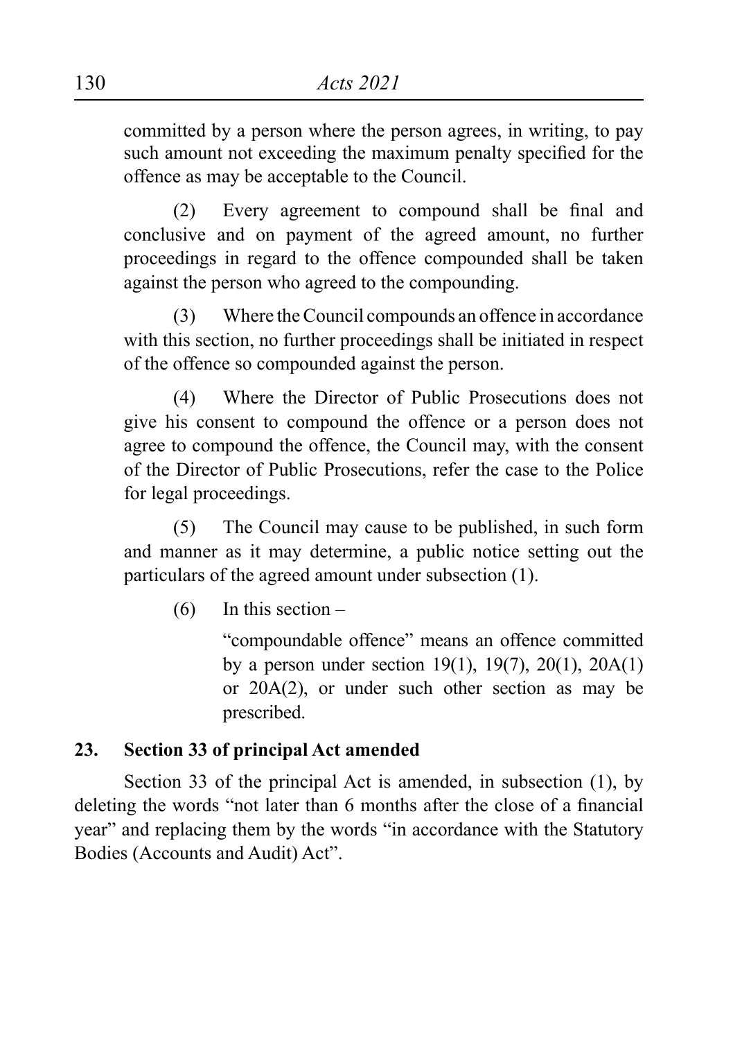committed by a person where the person agrees, in writing, to pay such amount not exceeding the maximum penalty specified for the offence as may be acceptable to the Council.

(2) Every agreement to compound shall be final and conclusive and on payment of the agreed amount, no further proceedings in regard to the offence compounded shall be taken against the person who agreed to the compounding.

(3) Where the Council compounds an offence in accordance with this section, no further proceedings shall be initiated in respect of the offence so compounded against the person.

(4) Where the Director of Public Prosecutions does not give his consent to compound the offence or a person does not agree to compound the offence, the Council may, with the consent of the Director of Public Prosecutions, refer the case to the Police for legal proceedings.

(5) The Council may cause to be published, in such form and manner as it may determine, a public notice setting out the particulars of the agreed amount under subsection (1).

(6) In this section –

"compoundable offence" means an offence committed by a person under section 19(1), 19(7), 20(1), 20A(1) or 20A(2), or under such other section as may be prescribed.

**23. Section 33 of principal Act amended**

Section 33 of the principal Act is amended, in subsection (1), by deleting the words "not later than 6 months after the close of a financial year" and replacing them by the words "in accordance with the Statutory Bodies (Accounts and Audit) Act".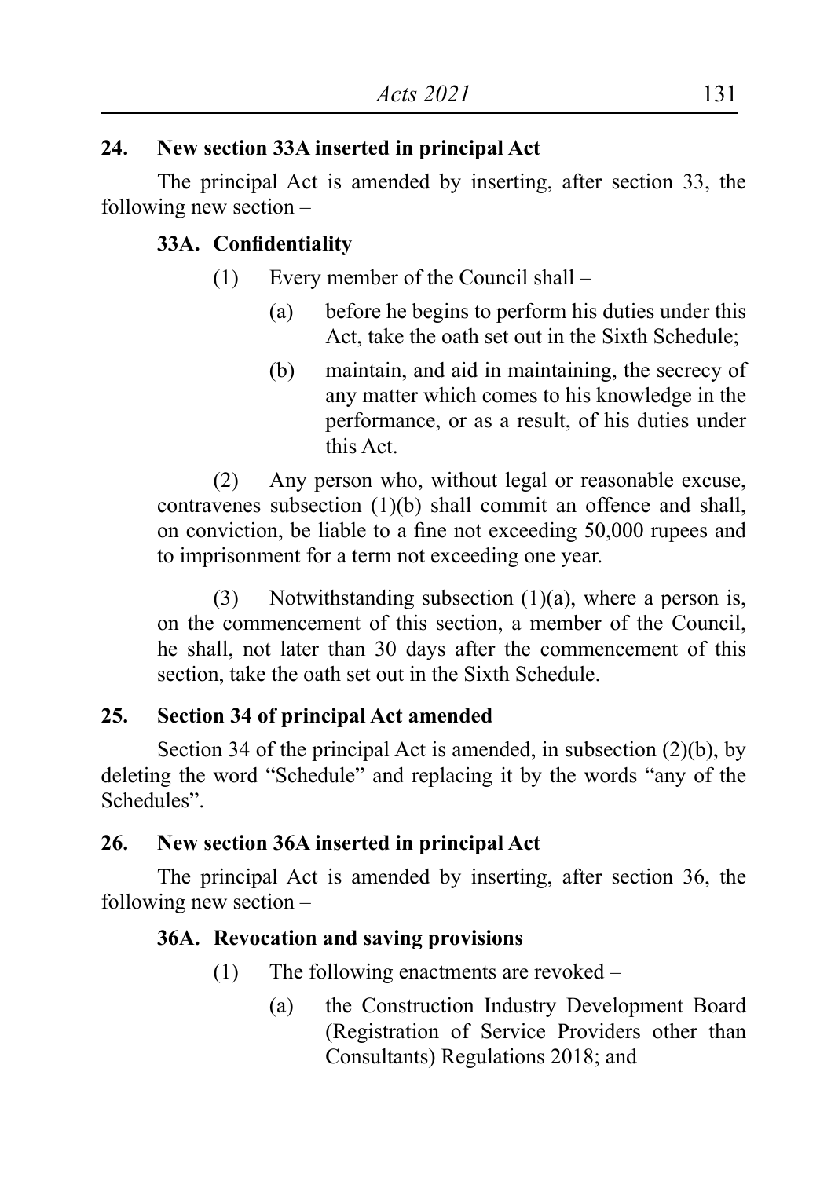**24. New section 33A inserted in principal Act**

The principal Act is amended by inserting, after section 33, the following new section –

**33A. Confidentiality**

(1) Every member of the Council shall –

(a) before he begins to perform his duties under this Act, take the oath set out in the Sixth Schedule;

(b) maintain, and aid in maintaining, the secrecy of any matter which comes to his knowledge in the performance, or as a result, of his duties under this Act.

(2) Any person who, without legal or reasonable excuse, contravenes subsection (1)(b) shall commit an offence and shall, on conviction, be liable to a fine not exceeding 50,000 rupees and to imprisonment for a term not exceeding one year.

(3) Notwithstanding subsection (1)(a), where a person is, on the commencement of this section, a member of the Council, he shall, not later than 30 days after the commencement of this section, take the oath set out in the Sixth Schedule.

**25. Section 34 of principal Act amended**

Section 34 of the principal Act is amended, in subsection (2)(b), by deleting the word "Schedule" and replacing it by the words "any of the Schedules".

**26. New section 36A inserted in principal Act**

The principal Act is amended by inserting, after section 36, the following new section –

**36A. Revocation and saving provisions**

(1) The following enactments are revoked –

(a) the Construction Industry Development Board (Registration of Service Providers other than Consultants) Regulations 2018; and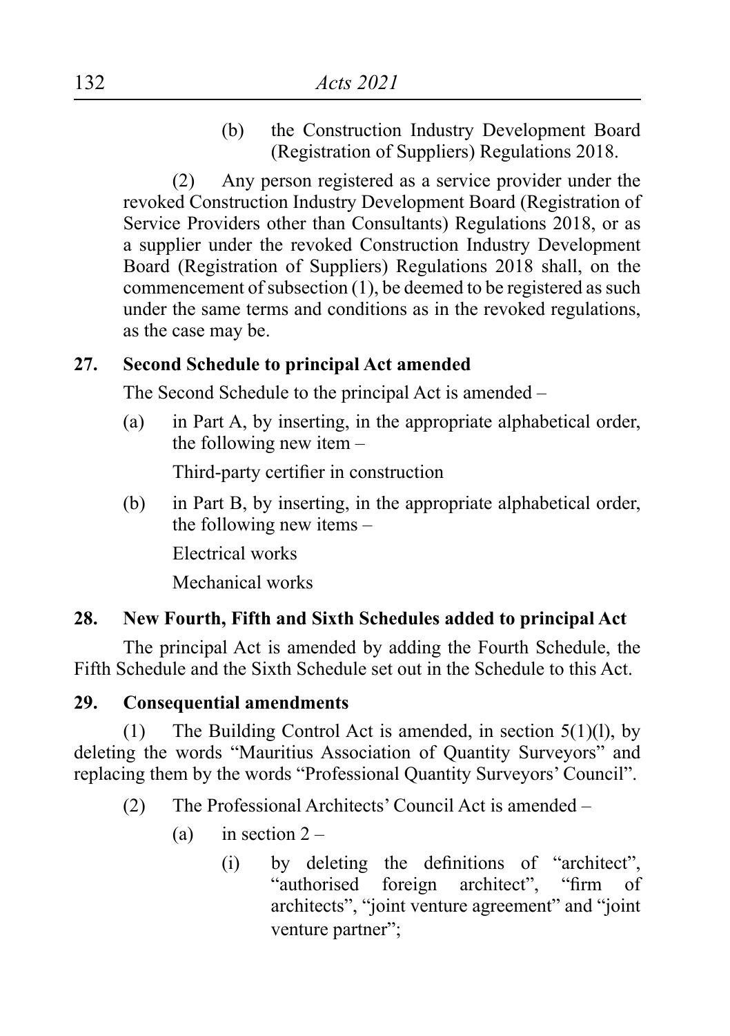(b) the Construction Industry Development Board (Registration of Suppliers) Regulations 2018.

(2) Any person registered as a service provider under the revoked Construction Industry Development Board (Registration of Service Providers other than Consultants) Regulations 2018, or as a supplier under the revoked Construction Industry Development Board (Registration of Suppliers) Regulations 2018 shall, on the commencement of subsection (1), be deemed to be registered as such under the same terms and conditions as in the revoked regulations, as the case may be.

**27. Second Schedule to principal Act amended**

The Second Schedule to the principal Act is amended –

(a) in Part A, by inserting, in the appropriate alphabetical order, the following new item –

Third-party certifier in construction

(b) in Part B, by inserting, in the appropriate alphabetical order, the following new items –

Electrical works

Mechanical works

**28. New Fourth, Fifth and Sixth Schedules added to principal Act**

The principal Act is amended by adding the Fourth Schedule, the Fifth Schedule and the Sixth Schedule set out in the Schedule to this Act.

**29. Consequential amendments**

(1) The Building Control Act is amended, in section 5(1)(l), by deleting the words "Mauritius Association of Quantity Surveyors" and replacing them by the words "Professional Quantity Surveyors' Council".

(2) The Professional Architects' Council Act is amended –

(a) in section 2 –

(i) by deleting the definitions of "architect", "authorised foreign architect", "firm of architects", "joint venture agreement" and "joint venture partner";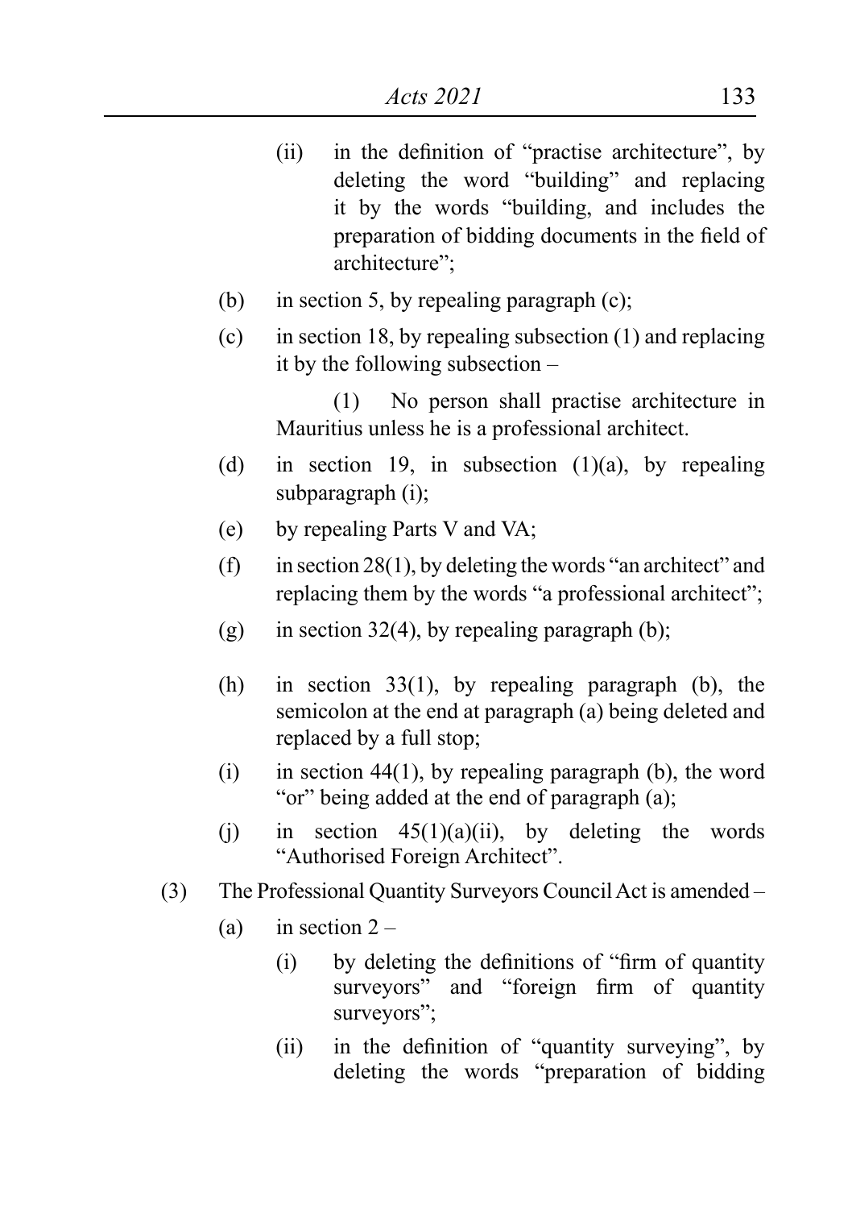(ii) in the definition of "practise architecture", by deleting the word "building" and replacing it by the words "building, and includes the preparation of bidding documents in the field of architecture";

(b) in section 5, by repealing paragraph (c);

(c) in section 18, by repealing subsection (1) and replacing it by the following subsection –

(1) No person shall practise architecture in Mauritius unless he is a professional architect.

(d) in section 19, in subsection (1)(a), by repealing subparagraph (i);

(e) by repealing Parts V and VA;

(f) in section 28(1), by deleting the words "an architect" and replacing them by the words "a professional architect";

(g) in section 32(4), by repealing paragraph (b);

(h) in section 33(1), by repealing paragraph (b), the semicolon at the end at paragraph (a) being deleted and replaced by a full stop;

(i) in section 44(1), by repealing paragraph (b), the word "or" being added at the end of paragraph (a);

(j) in section 45(1)(a)(ii), by deleting the words "Authorised Foreign Architect".

(3) The Professional Quantity Surveyors Council Act is amended –

(a) in section 2 –

(i) by deleting the definitions of "firm of quantity surveyors" and "foreign firm of quantity surveyors";

(ii) in the definition of "quantity surveying", by deleting the words "preparation of bidding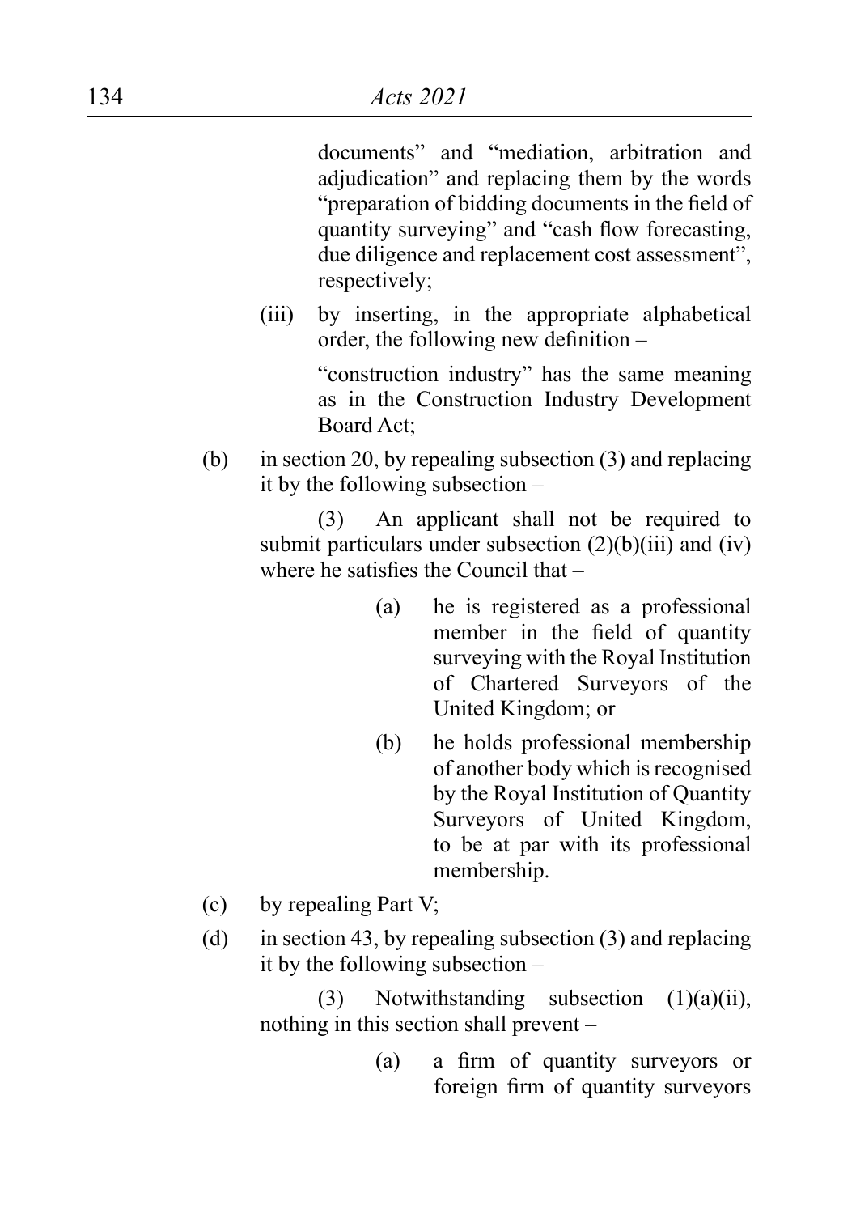documents" and "mediation, arbitration and adjudication" and replacing them by the words "preparation of bidding documents in the field of quantity surveying" and "cash flow forecasting, due diligence and replacement cost assessment", respectively;

(iii) by inserting, in the appropriate alphabetical order, the following new definition –

"construction industry" has the same meaning as in the Construction Industry Development Board Act;

(b) in section 20, by repealing subsection (3) and replacing it by the following subsection –

(3) An applicant shall not be required to submit particulars under subsection (2)(b)(iii) and (iv) where he satisfies the Council that –

(a) he is registered as a professional member in the field of quantity surveying with the Royal Institution of Chartered Surveyors of the United Kingdom; or

(b) he holds professional membership of another body which is recognised by the Royal Institution of Quantity Surveyors of United Kingdom, to be at par with its professional membership.

(c) by repealing Part V;

(d) in section 43, by repealing subsection (3) and replacing it by the following subsection –

(3) Notwithstanding subsection (1)(a)(ii), nothing in this section shall prevent –

(a) a firm of quantity surveyors or foreign firm of quantity surveyors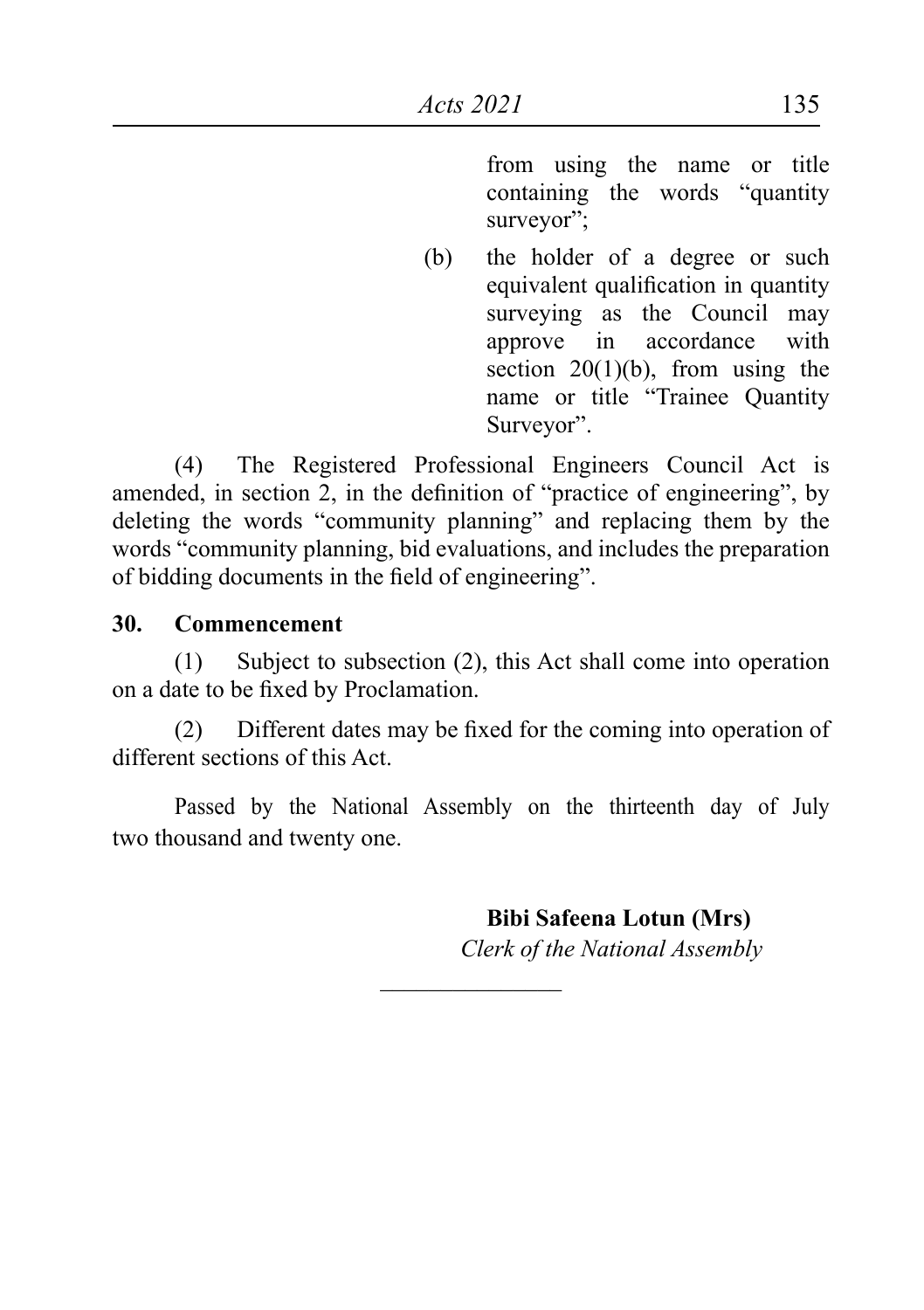from using the name or title containing the words "quantity surveyor";

(b) the holder of a degree or such equivalent qualification in quantity surveying as the Council may approve in accordance with section 20(1)(b), from using the name or title "Trainee Quantity Surveyor".

(4) The Registered Professional Engineers Council Act is amended, in section 2, in the definition of "practice of engineering", by deleting the words "community planning" and replacing them by the words "community planning, bid evaluations, and includes the preparation of bidding documents in the field of engineering".

**30. Commencement**

(1) Subject to subsection (2), this Act shall come into operation on a date to be fixed by Proclamation.

(2) Different dates may be fixed for the coming into operation of different sections of this Act.

Passed by the National Assembly on the thirteenth day of July two thousand and twenty one.

**Bibi Safeena Lotun (Mrs)**
*Clerk of the National Assembly*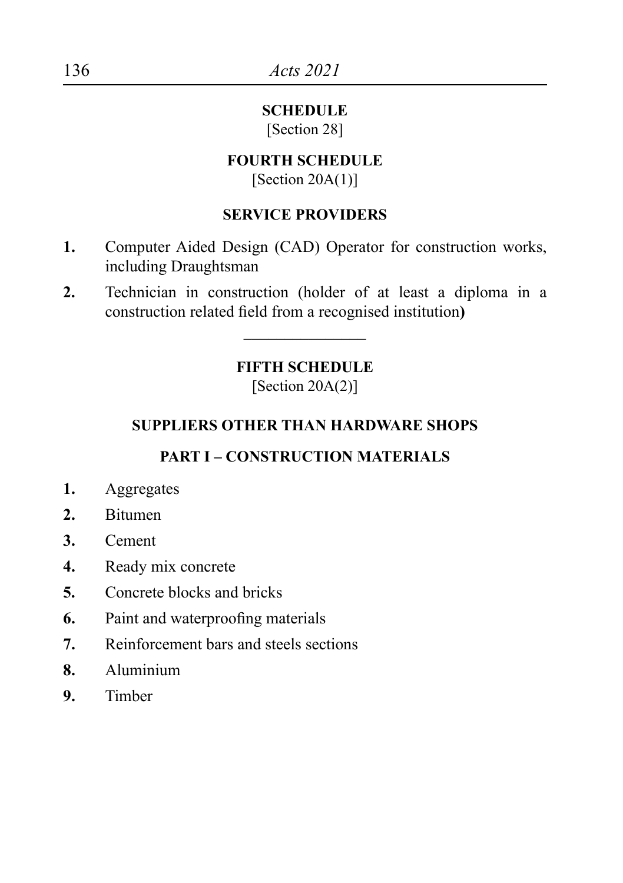## SCHEDULE

[Section 28]

## FOURTH SCHEDULE

[Section 20A(1)]

### SERVICE PROVIDERS

**1.** Computer Aided Design (CAD) Operator for construction works, including Draughtsman

**2.** Technician in construction (holder of at least a diploma in a construction related field from a recognised institution**)**

---

## FIFTH SCHEDULE

[Section 20A(2)]

### SUPPLIERS OTHER THAN HARDWARE SHOPS

### PART I – CONSTRUCTION MATERIALS

**1.** Aggregates

**2.** Bitumen

**3.** Cement

**4.** Ready mix concrete

**5.** Concrete blocks and bricks

**6.** Paint and waterproofing materials

**7.** Reinforcement bars and steels sections

**8.** Aluminium

**9.** Timber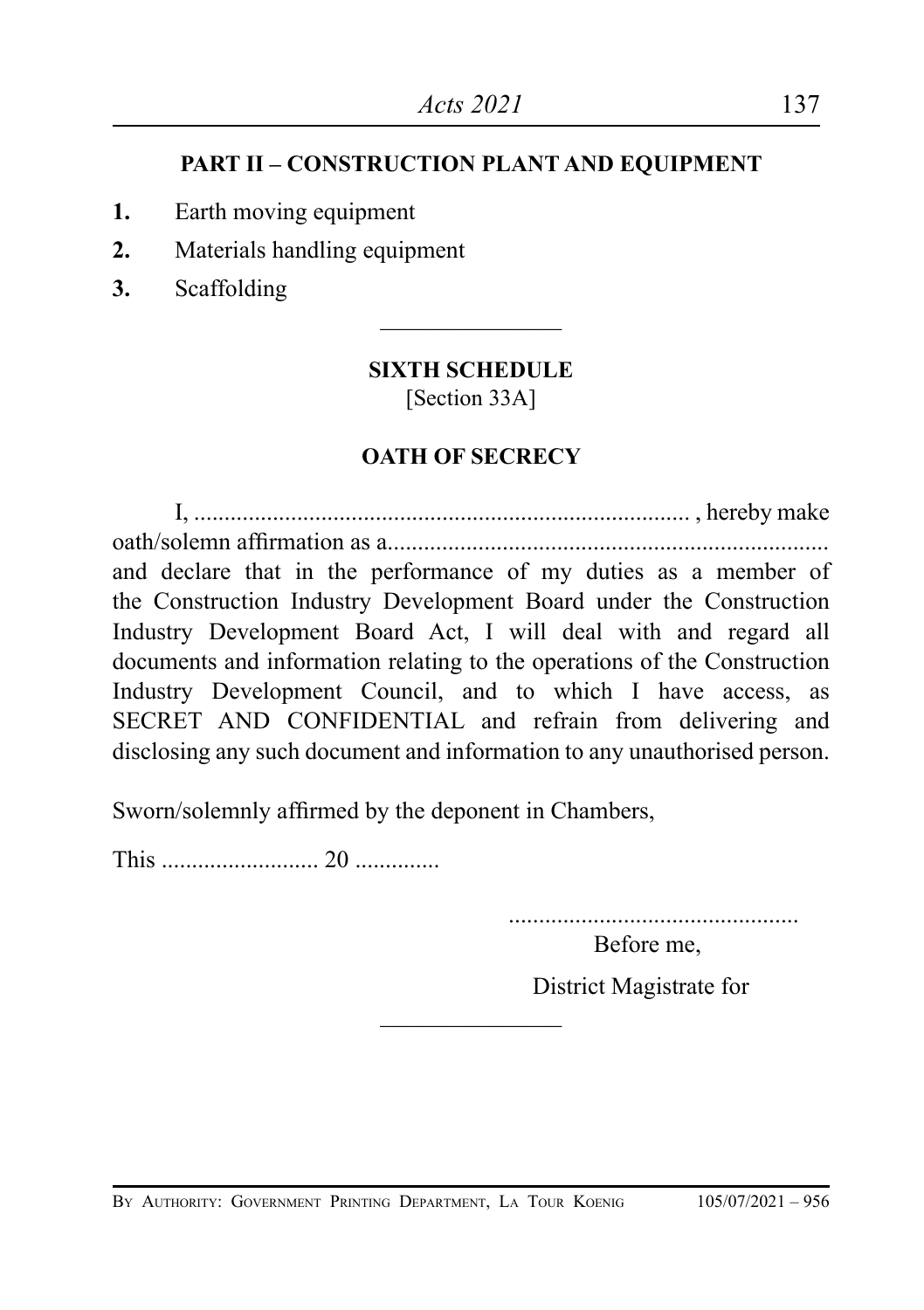**PART II – CONSTRUCTION PLANT AND EQUIPMENT**

**1.** Earth moving equipment

**2.** Materials handling equipment

**3.** Scaffolding

---

**SIXTH SCHEDULE**

[Section 33A]

**OATH OF SECRECY**

I, ................................................................................ , hereby make oath/solemn affirmation as a........................................................................ and declare that in the performance of my duties as a member of the Construction Industry Development Board under the Construction Industry Development Board Act, I will deal with and regard all documents and information relating to the operations of the Construction Industry Development Council, and to which I have access, as SECRET AND CONFIDENTIAL and refrain from delivering and disclosing any such document and information to any unauthorised person.

Sworn/solemnly affirmed by the deponent in Chambers,

This .......................... 20 ..............

................................................

Before me,

District Magistrate for

---

By Authority: Government Printing Department, La Tour Koenig 105/07/2021 – 956